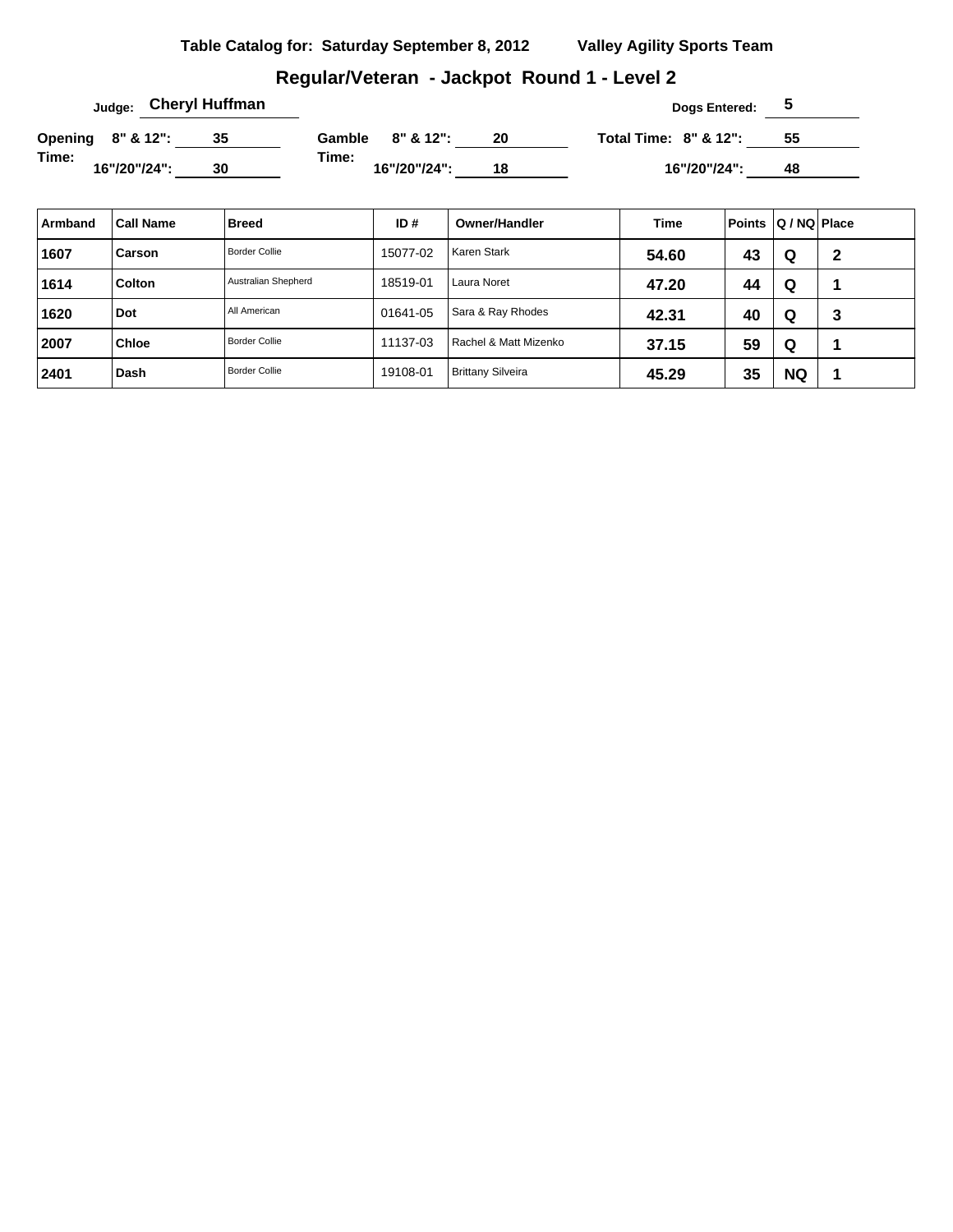**Table Catalog for: Saturday September 8, 2012** **Valley Agility Sports Team**

## Regular/Veteran - Jackpot Round 1 - Level 2

**Judge:** Cheryl Huffman

**Dogs Entered:** 5

**Opening Time:** 8" & 12": 35 | 16"/20"/24": 30

**Gamble Time:** 8" & 12": 20 | 16"/20"/24": 18

**Total Time:** 8" & 12": 55 | 16"/20"/24": 48

| Armband | Call Name | Breed | ID # | Owner/Handler | Time | Points | Q / NQ | Place |
|---|---|---|---|---|---|---|---|---|
| 1607 | Carson | Border Collie | 15077-02 | Karen Stark | 54.60 | 43 | Q | 2 |
| 1614 | Colton | Australian Shepherd | 18519-01 | Laura Noret | 47.20 | 44 | Q | 1 |
| 1620 | Dot | All American | 01641-05 | Sara & Ray Rhodes | 42.31 | 40 | Q | 3 |
| 2007 | Chloe | Border Collie | 11137-03 | Rachel & Matt Mizenko | 37.15 | 59 | Q | 1 |
| 2401 | Dash | Border Collie | 19108-01 | Brittany Silveira | 45.29 | 35 | NQ | 1 |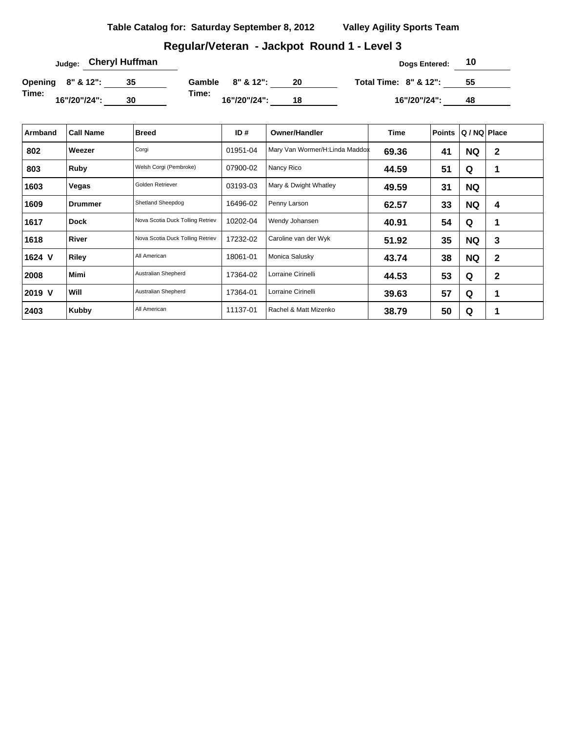**Table Catalog for: Saturday September 8, 2012 Valley Agility Sports Team**

## Regular/Veteran - Jackpot Round 1 - Level 3

**Judge:** Cheryl Huffman **Dogs Entered:** 10

**Opening Time:** 8" & 12": 35 | 16"/20"/24": 30

**Gamble Time:** 8" & 12": 20 | 16"/20"/24": 18

**Total Time:** 8" & 12": 55 | 16"/20"/24": 48

| Armband | Call Name | Breed | ID # | Owner/Handler | Time | Points | Q / NQ | Place |
|---|---|---|---|---|---|---|---|---|
| 802 | Weezer | Corgi | 01951-04 | Mary Van Wormer/H:Linda Maddox | 69.36 | 41 | NQ | 2 |
| 803 | Ruby | Welsh Corgi (Pembroke) | 07900-02 | Nancy Rico | 44.59 | 51 | Q | 1 |
| 1603 | Vegas | Golden Retriever | 03193-03 | Mary & Dwight Whatley | 49.59 | 31 | NQ | |
| 1609 | Drummer | Shetland Sheepdog | 16496-02 | Penny Larson | 62.57 | 33 | NQ | 4 |
| 1617 | Dock | Nova Scotia Duck Tolling Retriev | 10202-04 | Wendy Johansen | 40.91 | 54 | Q | 1 |
| 1618 | River | Nova Scotia Duck Tolling Retriev | 17232-02 | Caroline van der Wyk | 51.92 | 35 | NQ | 3 |
| 1624 V | Riley | All American | 18061-01 | Monica Salusky | 43.74 | 38 | NQ | 2 |
| 2008 | Mimi | Australian Shepherd | 17364-02 | Lorraine Cirinelli | 44.53 | 53 | Q | 2 |
| 2019 V | Will | Australian Shepherd | 17364-01 | Lorraine Cirinelli | 39.63 | 57 | Q | 1 |
| 2403 | Kubby | All American | 11137-01 | Rachel & Matt Mizenko | 38.79 | 50 | Q | 1 |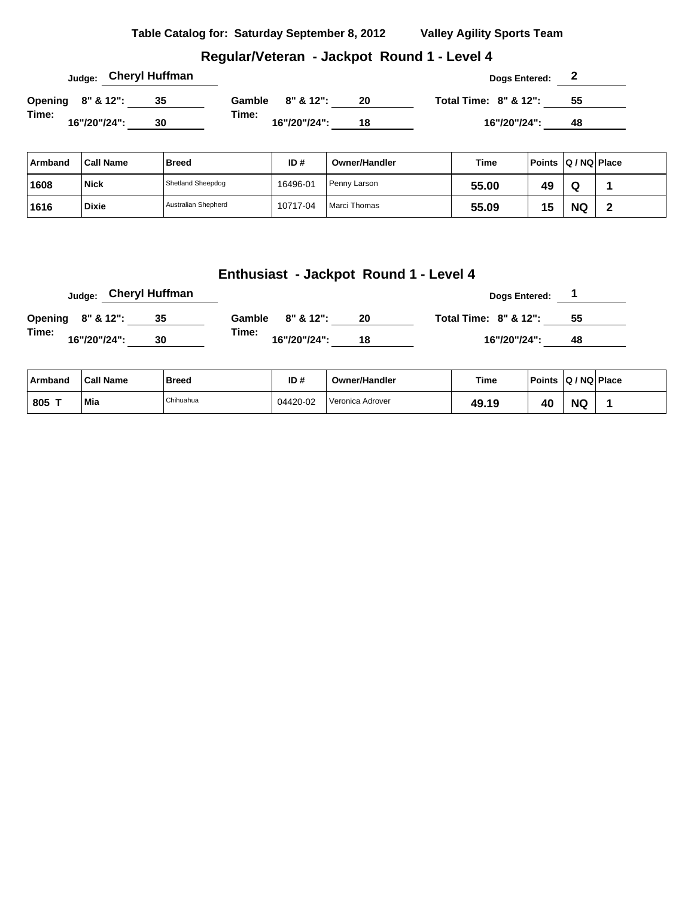**Table Catalog for: Saturday September 8, 2012 Valley Agility Sports Team**

## Regular/Veteran - Jackpot Round 1 - Level 4

Judge: **Cheryl Huffman** Dogs Entered: **2**

| | | | |
|---|---|---|---|
| Opening Time: 8" & 12": 35 | Gamble Time: 8" & 12": 20 | Total Time: 8" & 12": 55 |
| 16"/20"/24": 30 | 16"/20"/24": 18 | 16"/20"/24": 48 |

| Armband | Call Name | Breed | ID # | Owner/Handler | Time | Points | Q / NQ | Place |
|---|---|---|---|---|---|---|---|---|
| 1608 | Nick | Shetland Sheepdog | 16496-01 | Penny Larson | 55.00 | 49 | Q | 1 |
| 1616 | Dixie | Australian Shepherd | 10717-04 | Marci Thomas | 55.09 | 15 | NQ | 2 |

## Enthusiast - Jackpot Round 1 - Level 4

Judge: **Cheryl Huffman** Dogs Entered: **1**

| | | | |
|---|---|---|---|
| Opening Time: 8" & 12": 35 | Gamble Time: 8" & 12": 20 | Total Time: 8" & 12": 55 |
| 16"/20"/24": 30 | 16"/20"/24": 18 | 16"/20"/24": 48 |

| Armband | Call Name | Breed | ID # | Owner/Handler | Time | Points | Q / NQ | Place |
|---|---|---|---|---|---|---|---|---|
| 805 T | Mia | Chihuahua | 04420-02 | Veronica Adrover | 49.19 | 40 | NQ | 1 |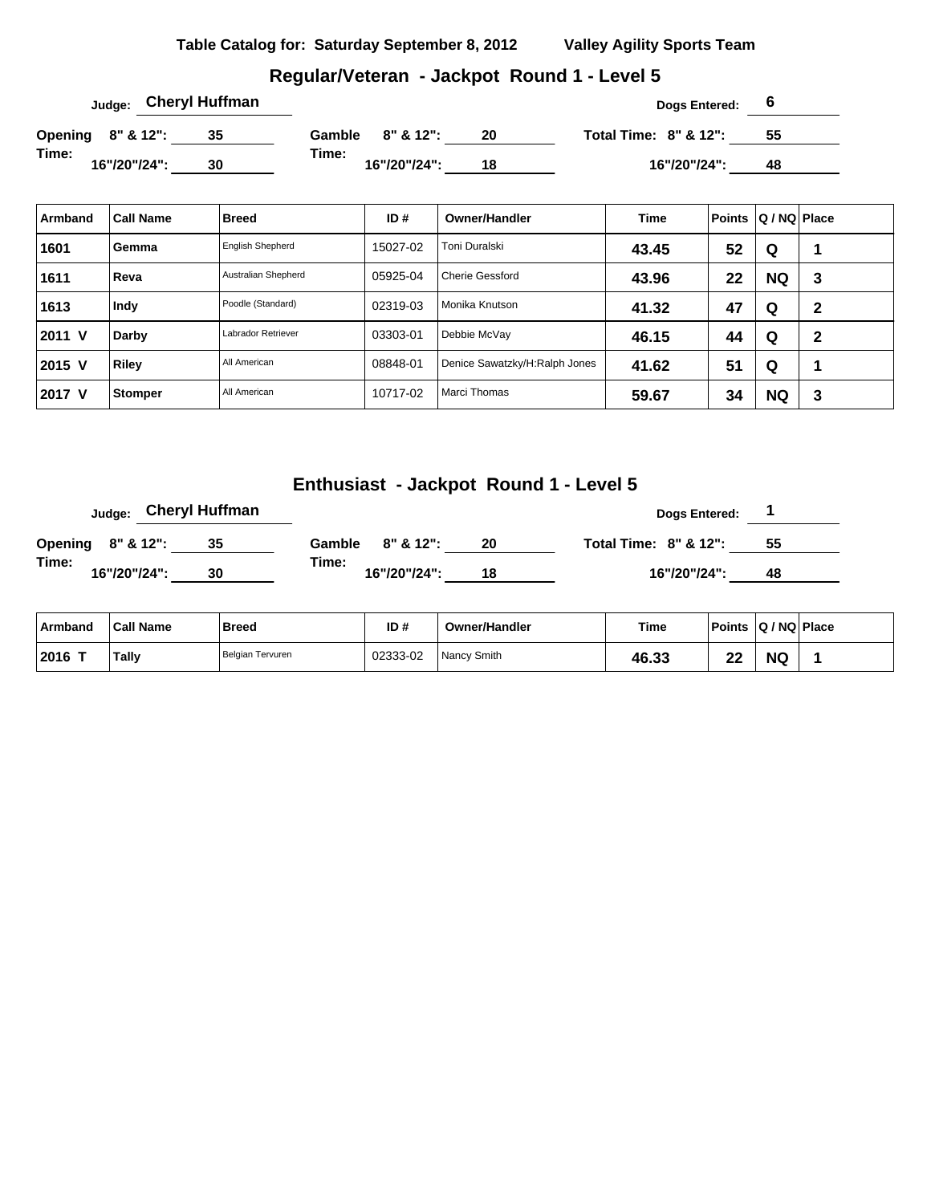Table Catalog for: Saturday September 8, 2012 Valley Agility Sports Team

## Regular/Veteran - Jackpot Round 1 - Level 5

Judge: **Cheryl Huffman**

Dogs Entered: **6**

| Opening Time: | | Gamble Time: | | Total Time: | |
|---|---|---|---|---|---|
| 8" & 12": | 35 | 8" & 12": | 20 | 8" & 12": | 55 |
| 16"/20"/24": | 30 | 16"/20"/24": | 18 | 16"/20"/24": | 48 |

| Armband | Call Name | Breed | ID # | Owner/Handler | Time | Points | Q / NQ | Place |
|---|---|---|---|---|---|---|---|---|
| 1601 | Gemma | English Shepherd | 15027-02 | Toni Duralski | 43.45 | 52 | Q | 1 |
| 1611 | Reva | Australian Shepherd | 05925-04 | Cherie Gessford | 43.96 | 22 | NQ | 3 |
| 1613 | Indy | Poodle (Standard) | 02319-03 | Monika Knutson | 41.32 | 47 | Q | 2 |
| 2011 V | Darby | Labrador Retriever | 03303-01 | Debbie McVay | 46.15 | 44 | Q | 2 |
| 2015 V | Riley | All American | 08848-01 | Denice Sawatzky/H:Ralph Jones | 41.62 | 51 | Q | 1 |
| 2017 V | Stomper | All American | 10717-02 | Marci Thomas | 59.67 | 34 | NQ | 3 |

## Enthusiast - Jackpot Round 1 - Level 5

Judge: **Cheryl Huffman**

Dogs Entered: **1**

| Opening Time: | | Gamble Time: | | Total Time: | |
|---|---|---|---|---|---|
| 8" & 12": | 35 | 8" & 12": | 20 | 8" & 12": | 55 |
| 16"/20"/24": | 30 | 16"/20"/24": | 18 | 16"/20"/24": | 48 |

| Armband | Call Name | Breed | ID # | Owner/Handler | Time | Points | Q / NQ | Place |
|---|---|---|---|---|---|---|---|---|
| 2016 T | Tally | Belgian Tervuren | 02333-02 | Nancy Smith | 46.33 | 22 | NQ | 1 |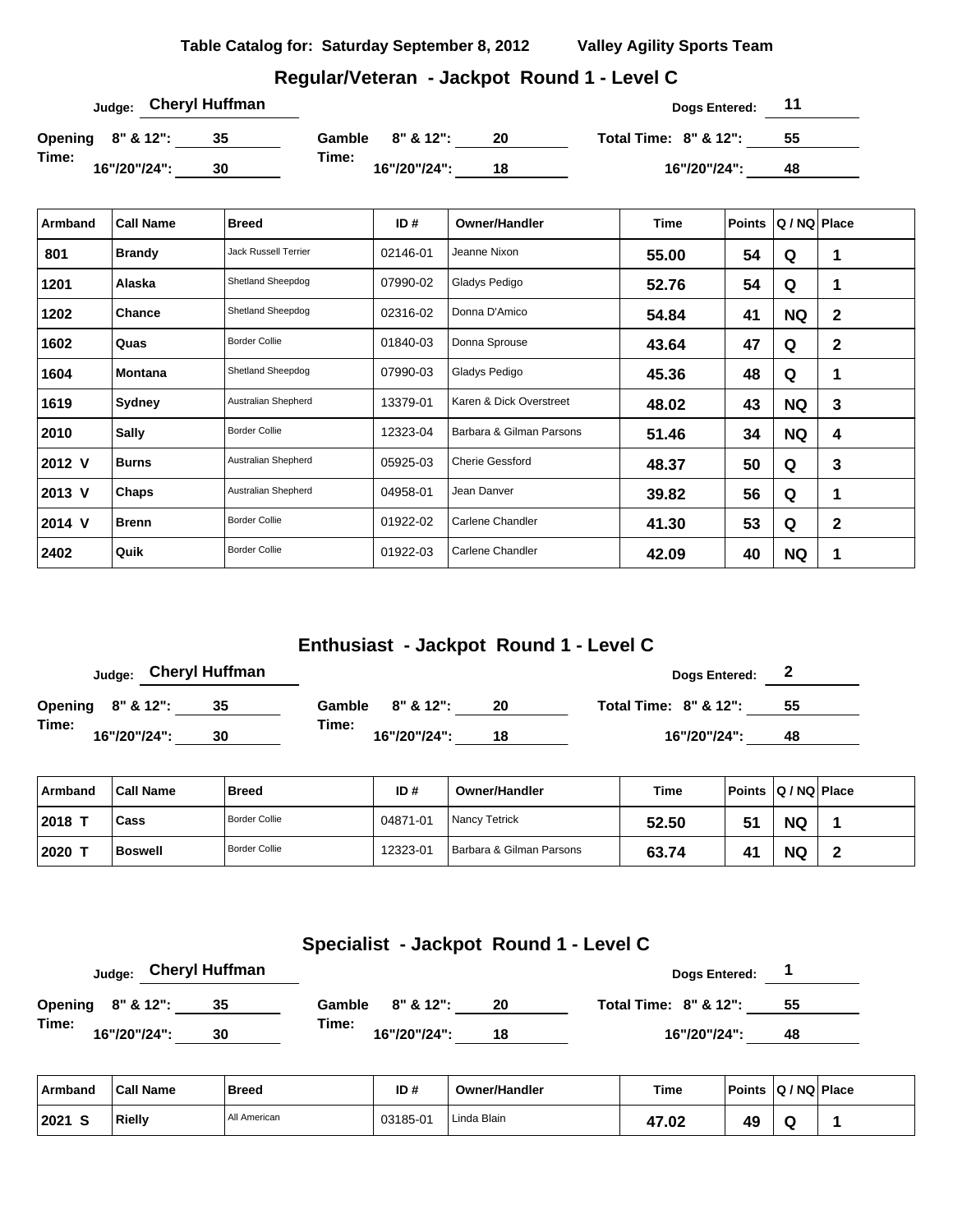**Table Catalog for: Saturday September 8, 2012** **Valley Agility Sports Team**

## Regular/Veteran - Jackpot Round 1 - Level C

**Judge:** Cheryl Huffman **Dogs Entered:** 11

**Opening Time:** 8" & 12": 35 16"/20"/24": 30

**Gamble Time:** 8" & 12": 20 16"/20"/24": 18

**Total Time:** 8" & 12": 55 16"/20"/24": 48

| Armband | Call Name | Breed | ID # | Owner/Handler | Time | Points | Q / NQ | Place |
|---|---|---|---|---|---|---|---|---|
| 801 | Brandy | Jack Russell Terrier | 02146-01 | Jeanne Nixon | 55.00 | 54 | Q | 1 |
| 1201 | Alaska | Shetland Sheepdog | 07990-02 | Gladys Pedigo | 52.76 | 54 | Q | 1 |
| 1202 | Chance | Shetland Sheepdog | 02316-02 | Donna D'Amico | 54.84 | 41 | NQ | 2 |
| 1602 | Quas | Border Collie | 01840-03 | Donna Sprouse | 43.64 | 47 | Q | 2 |
| 1604 | Montana | Shetland Sheepdog | 07990-03 | Gladys Pedigo | 45.36 | 48 | Q | 1 |
| 1619 | Sydney | Australian Shepherd | 13379-01 | Karen & Dick Overstreet | 48.02 | 43 | NQ | 3 |
| 2010 | Sally | Border Collie | 12323-04 | Barbara & Gilman Parsons | 51.46 | 34 | NQ | 4 |
| 2012 V | Burns | Australian Shepherd | 05925-03 | Cherie Gessford | 48.37 | 50 | Q | 3 |
| 2013 V | Chaps | Australian Shepherd | 04958-01 | Jean Danver | 39.82 | 56 | Q | 1 |
| 2014 V | Brenn | Border Collie | 01922-02 | Carlene Chandler | 41.30 | 53 | Q | 2 |
| 2402 | Quik | Border Collie | 01922-03 | Carlene Chandler | 42.09 | 40 | NQ | 1 |

## Enthusiast - Jackpot Round 1 - Level C

**Judge:** Cheryl Huffman **Dogs Entered:** 2

**Opening Time:** 8" & 12": 35 16"/20"/24": 30

**Gamble Time:** 8" & 12": 20 16"/20"/24": 18

**Total Time:** 8" & 12": 55 16"/20"/24": 48

| Armband | Call Name | Breed | ID # | Owner/Handler | Time | Points | Q / NQ | Place |
|---|---|---|---|---|---|---|---|---|
| 2018 T | Cass | Border Collie | 04871-01 | Nancy Tetrick | 52.50 | 51 | NQ | 1 |
| 2020 T | Boswell | Border Collie | 12323-01 | Barbara & Gilman Parsons | 63.74 | 41 | NQ | 2 |

## Specialist - Jackpot Round 1 - Level C

**Judge:** Cheryl Huffman **Dogs Entered:** 1

**Opening Time:** 8" & 12": 35 16"/20"/24": 30

**Gamble Time:** 8" & 12": 20 16"/20"/24": 18

**Total Time:** 8" & 12": 55 16"/20"/24": 48

| Armband | Call Name | Breed | ID # | Owner/Handler | Time | Points | Q / NQ | Place |
|---|---|---|---|---|---|---|---|---|
| 2021 S | Rielly | All American | 03185-01 | Linda Blain | 47.02 | 49 | Q | 1 |